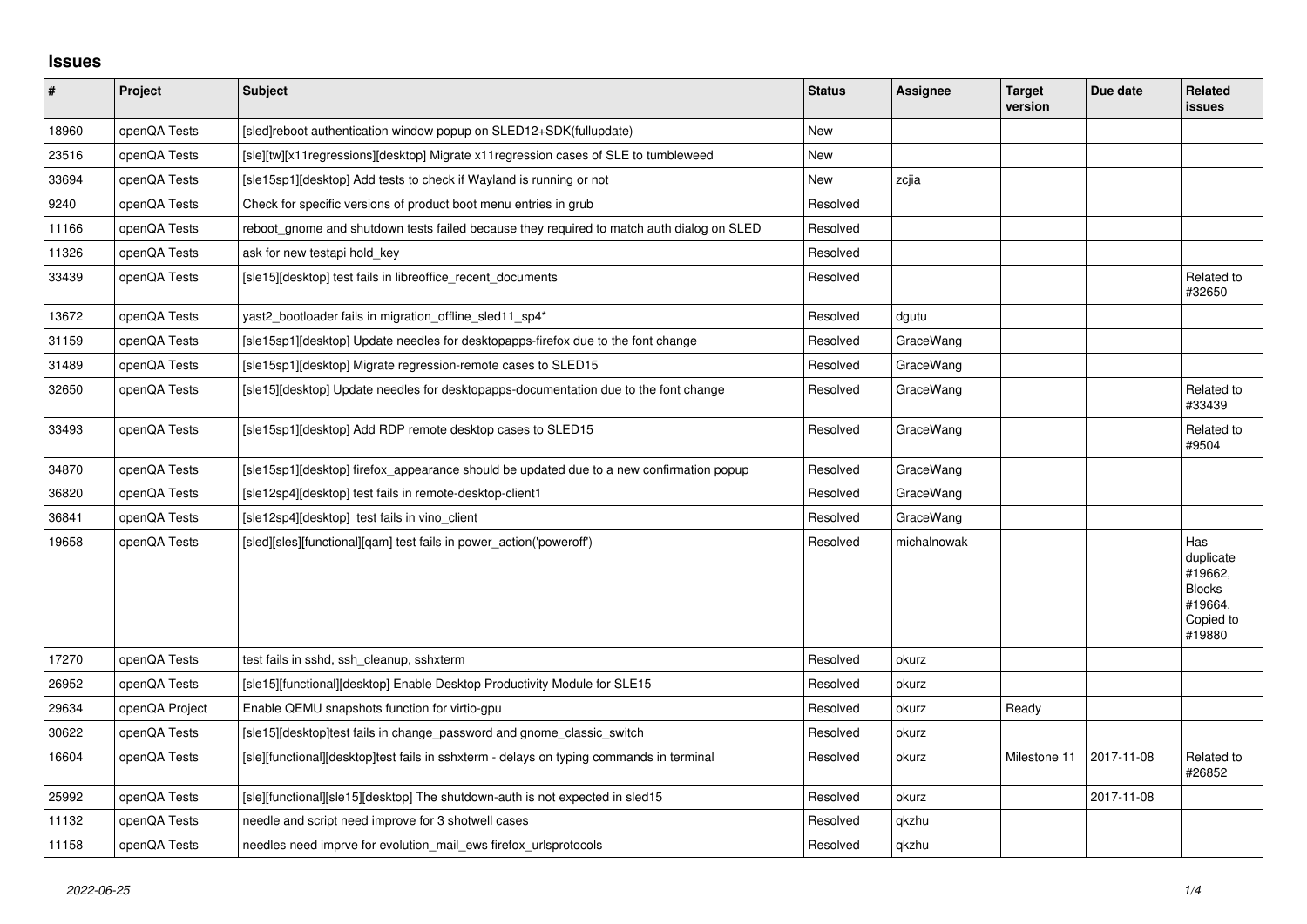## Issues

| # | Project | Subject | Status | Assignee | Target version | Due date | Related issues |
|---|---|---|---|---|---|---|---|
| 18960 | openQA Tests | [sled]reboot authentication window popup on SLED12+SDK(fullupdate) | New | | | | |
| 23516 | openQA Tests | [sle][tw][x11regressions][desktop] Migrate x11regression cases of SLE to tumbleweed | New | | | | |
| 33694 | openQA Tests | [sle15sp1][desktop] Add tests to check if Wayland is running or not | New | zcjia | | | |
| 9240 | openQA Tests | Check for specific versions of product boot menu entries in grub | Resolved | | | | |
| 11166 | openQA Tests | reboot_gnome and shutdown tests failed because they required to match auth dialog on SLED | Resolved | | | | |
| 11326 | openQA Tests | ask for new testapi hold_key | Resolved | | | | |
| 33439 | openQA Tests | [sle15][desktop] test fails in libreoffice_recent_documents | Resolved | | | | Related to #32650 |
| 13672 | openQA Tests | yast2_bootloader fails in migration_offline_sled11_sp4* | Resolved | dgutu | | | |
| 31159 | openQA Tests | [sle15sp1][desktop] Update needles for desktopapps-firefox due to the font change | Resolved | GraceWang | | | |
| 31489 | openQA Tests | [sle15sp1][desktop] Migrate regression-remote cases to SLED15 | Resolved | GraceWang | | | |
| 32650 | openQA Tests | [sle15][desktop] Update needles for desktopapps-documentation due to the font change | Resolved | GraceWang | | | Related to #33439 |
| 33493 | openQA Tests | [sle15sp1][desktop] Add RDP remote desktop cases to SLED15 | Resolved | GraceWang | | | Related to #9504 |
| 34870 | openQA Tests | [sle15sp1][desktop] firefox_appearance should be updated due to a new confirmation popup | Resolved | GraceWang | | | |
| 36820 | openQA Tests | [sle12sp4][desktop] test fails in remote-desktop-client1 | Resolved | GraceWang | | | |
| 36841 | openQA Tests | [sle12sp4][desktop] test fails in vino_client | Resolved | GraceWang | | | |
| 19658 | openQA Tests | [sled][sles][functional][qam] test fails in power_action('poweroff') | Resolved | michalnowak | | | Has duplicate #19662, Blocks #19664, Copied to #19880 |
| 17270 | openQA Tests | test fails in sshd, ssh_cleanup, sshxterm | Resolved | okurz | | | |
| 26952 | openQA Tests | [sle15][functional][desktop] Enable Desktop Productivity Module for SLE15 | Resolved | okurz | | | |
| 29634 | openQA Project | Enable QEMU snapshots function for virtio-gpu | Resolved | okurz | Ready | | |
| 30622 | openQA Tests | [sle15][desktop]test fails in change_password and gnome_classic_switch | Resolved | okurz | | | |
| 16604 | openQA Tests | [sle][functional][desktop]test fails in sshxterm - delays on typing commands in terminal | Resolved | okurz | Milestone 11 | 2017-11-08 | Related to #26852 |
| 25992 | openQA Tests | [sle][functional][sle15][desktop] The shutdown-auth is not expected in sled15 | Resolved | okurz | | 2017-11-08 | |
| 11132 | openQA Tests | needle and script need improve for 3 shotwell cases | Resolved | qkzhu | | | |
| 11158 | openQA Tests | needles need imprve for evolution_mail_ews firefox_urlsprotocols | Resolved | qkzhu | | | |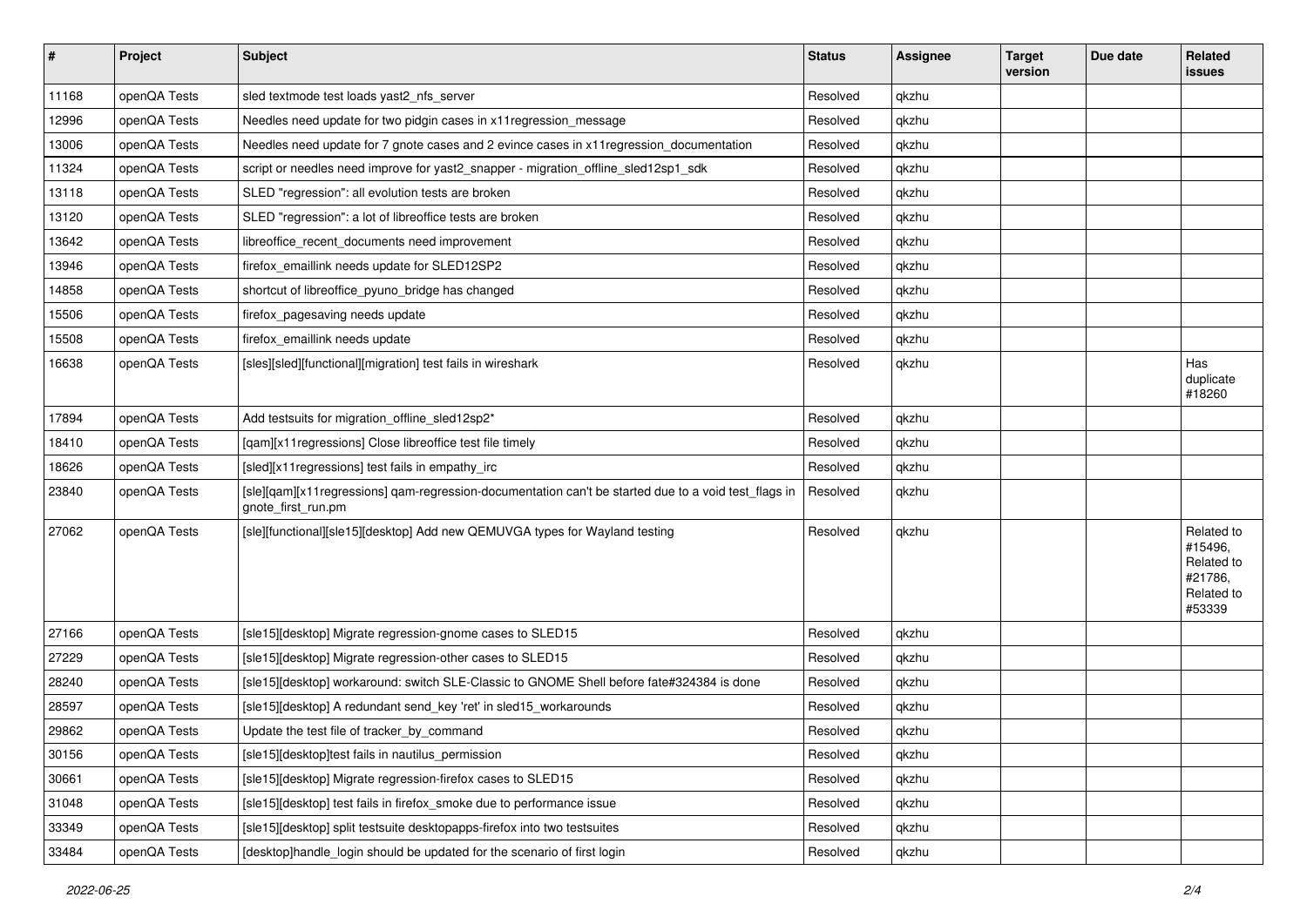| # | Project | Subject | Status | Assignee | Target version | Due date | Related issues |
|---|---|---|---|---|---|---|---|
| 11168 | openQA Tests | sled textmode test loads yast2_nfs_server | Resolved | qkzhu | | | |
| 12996 | openQA Tests | Needles need update for two pidgin cases in x11regression_message | Resolved | qkzhu | | | |
| 13006 | openQA Tests | Needles need update for 7 gnote cases and 2 evince cases in x11regression_documentation | Resolved | qkzhu | | | |
| 11324 | openQA Tests | script or needles need improve for yast2_snapper - migration_offline_sled12sp1_sdk | Resolved | qkzhu | | | |
| 13118 | openQA Tests | SLED "regression": all evolution tests are broken | Resolved | qkzhu | | | |
| 13120 | openQA Tests | SLED "regression": a lot of libreoffice tests are broken | Resolved | qkzhu | | | |
| 13642 | openQA Tests | libreoffice_recent_documents need improvement | Resolved | qkzhu | | | |
| 13946 | openQA Tests | firefox_emaillink needs update for SLED12SP2 | Resolved | qkzhu | | | |
| 14858 | openQA Tests | shortcut of libreoffice_pyuno_bridge has changed | Resolved | qkzhu | | | |
| 15506 | openQA Tests | firefox_pagesaving needs update | Resolved | qkzhu | | | |
| 15508 | openQA Tests | firefox_emaillink needs update | Resolved | qkzhu | | | |
| 16638 | openQA Tests | [sles][sled][functional][migration] test fails in wireshark | Resolved | qkzhu | | | Has duplicate #18260 |
| 17894 | openQA Tests | Add testsuits for migration_offline_sled12sp2* | Resolved | qkzhu | | | |
| 18410 | openQA Tests | [qam][x11regressions] Close libreoffice test file timely | Resolved | qkzhu | | | |
| 18626 | openQA Tests | [sled][x11regressions] test fails in empathy_irc | Resolved | qkzhu | | | |
| 23840 | openQA Tests | [sle][qam][x11regressions] qam-regression-documentation can't be started due to a void test_flags in gnote_first_run.pm | Resolved | qkzhu | | | |
| 27062 | openQA Tests | [sle][functional][sle15][desktop] Add new QEMUVGA types for Wayland testing | Resolved | qkzhu | | | Related to #15496, Related to #21786, Related to #53339 |
| 27166 | openQA Tests | [sle15][desktop] Migrate regression-gnome cases to SLED15 | Resolved | qkzhu | | | |
| 27229 | openQA Tests | [sle15][desktop] Migrate regression-other cases to SLED15 | Resolved | qkzhu | | | |
| 28240 | openQA Tests | [sle15][desktop] workaround: switch SLE-Classic to GNOME Shell before fate#324384 is done | Resolved | qkzhu | | | |
| 28597 | openQA Tests | [sle15][desktop] A redundant send_key 'ret' in sled15_workarounds | Resolved | qkzhu | | | |
| 29862 | openQA Tests | Update the test file of tracker_by_command | Resolved | qkzhu | | | |
| 30156 | openQA Tests | [sle15][desktop]test fails in nautilus_permission | Resolved | qkzhu | | | |
| 30661 | openQA Tests | [sle15][desktop] Migrate regression-firefox cases to SLED15 | Resolved | qkzhu | | | |
| 31048 | openQA Tests | [sle15][desktop] test fails in firefox_smoke due to performance issue | Resolved | qkzhu | | | |
| 33349 | openQA Tests | [sle15][desktop] split testsuite desktopapps-firefox into two testsuites | Resolved | qkzhu | | | |
| 33484 | openQA Tests | [desktop]handle_login should be updated for the scenario of first login | Resolved | qkzhu | | | |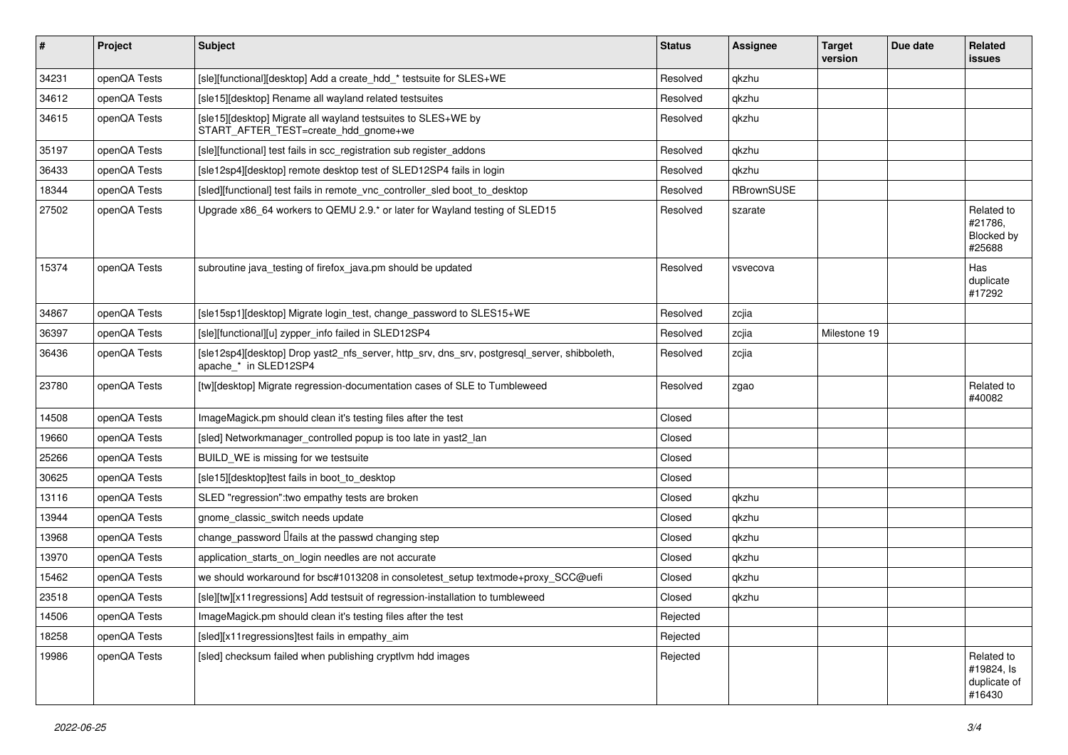| # | Project | Subject | Status | Assignee | Target version | Due date | Related issues |
|---|---|---|---|---|---|---|---|
| 34231 | openQA Tests | [sle][functional][desktop] Add a create_hdd_* testsuite for SLES+WE | Resolved | qkzhu | | | |
| 34612 | openQA Tests | [sle15][desktop] Rename all wayland related testsuites | Resolved | qkzhu | | | |
| 34615 | openQA Tests | [sle15][desktop] Migrate all wayland testsuites to SLES+WE by START_AFTER_TEST=create_hdd_gnome+we | Resolved | qkzhu | | | |
| 35197 | openQA Tests | [sle][functional] test fails in scc_registration sub register_addons | Resolved | qkzhu | | | |
| 36433 | openQA Tests | [sle12sp4][desktop] remote desktop test of SLED12SP4 fails in login | Resolved | qkzhu | | | |
| 18344 | openQA Tests | [sled][functional] test fails in remote_vnc_controller_sled boot_to_desktop | Resolved | RBrownSUSE | | | |
| 27502 | openQA Tests | Upgrade x86_64 workers to QEMU 2.9.* or later for Wayland testing of SLED15 | Resolved | szarate | | | Related to #21786, Blocked by #25688 |
| 15374 | openQA Tests | subroutine java_testing of firefox_java.pm should be updated | Resolved | vsvecova | | | Has duplicate #17292 |
| 34867 | openQA Tests | [sle15sp1][desktop] Migrate login_test, change_password to SLES15+WE | Resolved | zcjia | | | |
| 36397 | openQA Tests | [sle][functional][u] zypper_info failed in SLED12SP4 | Resolved | zcjia | Milestone 19 | | |
| 36436 | openQA Tests | [sle12sp4][desktop] Drop yast2_nfs_server, http_srv, dns_srv, postgresql_server, shibboleth, apache_* in SLED12SP4 | Resolved | zcjia | | | |
| 23780 | openQA Tests | [tw][desktop] Migrate regression-documentation cases of SLE to Tumbleweed | Resolved | zgao | | | Related to #40082 |
| 14508 | openQA Tests | ImageMagick.pm should clean it's testing files after the test | Closed | | | | |
| 19660 | openQA Tests | [sled] Networkmanager_controlled popup is too late in yast2_lan | Closed | | | | |
| 25266 | openQA Tests | BUILD_WE is missing for we testsuite | Closed | | | | |
| 30625 | openQA Tests | [sle15][desktop]test fails in boot_to_desktop | Closed | | | | |
| 13116 | openQA Tests | SLED "regression":two empathy tests are broken | Closed | qkzhu | | | |
| 13944 | openQA Tests | gnome_classic_switch needs update | Closed | qkzhu | | | |
| 13968 | openQA Tests | change_password fails at the passwd changing step | Closed | qkzhu | | | |
| 13970 | openQA Tests | application_starts_on_login needles are not accurate | Closed | qkzhu | | | |
| 15462 | openQA Tests | we should workaround for bsc#1013208 in consoletest_setup textmode+proxy_SCC@uefi | Closed | qkzhu | | | |
| 23518 | openQA Tests | [sle][tw][x11regressions] Add testsuit of regression-installation to tumbleweed | Closed | qkzhu | | | |
| 14506 | openQA Tests | ImageMagick.pm should clean it's testing files after the test | Rejected | | | | |
| 18258 | openQA Tests | [sled][x11regressions]test fails in empathy_aim | Rejected | | | | |
| 19986 | openQA Tests | [sled] checksum failed when publishing cryptlvm hdd images | Rejected | | | | Related to #19824, Is duplicate of #16430 |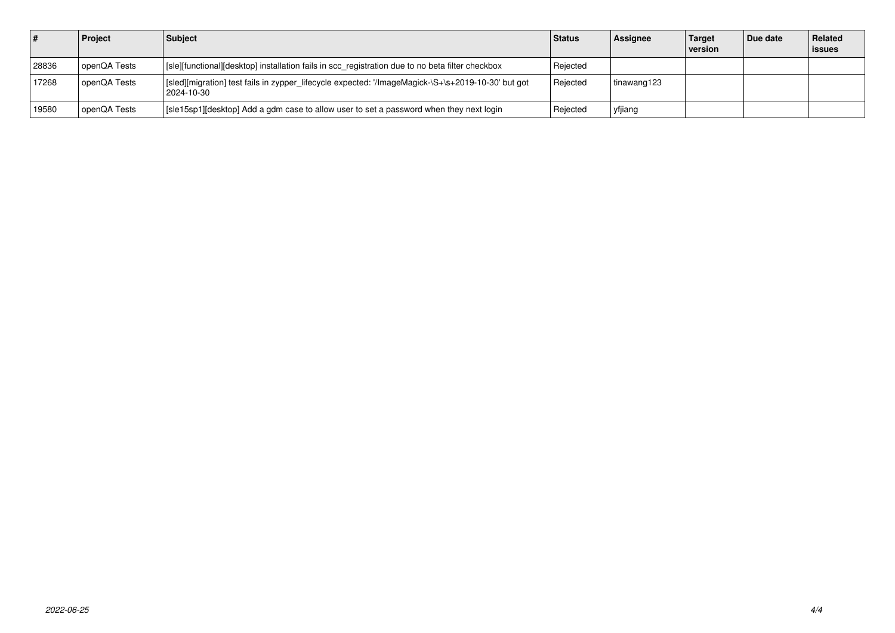| # | Project | Subject | Status | Assignee | Target version | Due date | Related issues |
|---|---|---|---|---|---|---|---|
| 28836 | openQA Tests | [sle][functional][desktop] installation fails in scc_registration due to no beta filter checkbox | Rejected | | | | |
| 17268 | openQA Tests | [sled][migration] test fails in zypper_lifecycle expected: '/ImageMagick-\S+\s+2019-10-30' but got 2024-10-30 | Rejected | tinawang123 | | | |
| 19580 | openQA Tests | [sle15sp1][desktop] Add a gdm case to allow user to set a password when they next login | Rejected | yfjiang | | | |